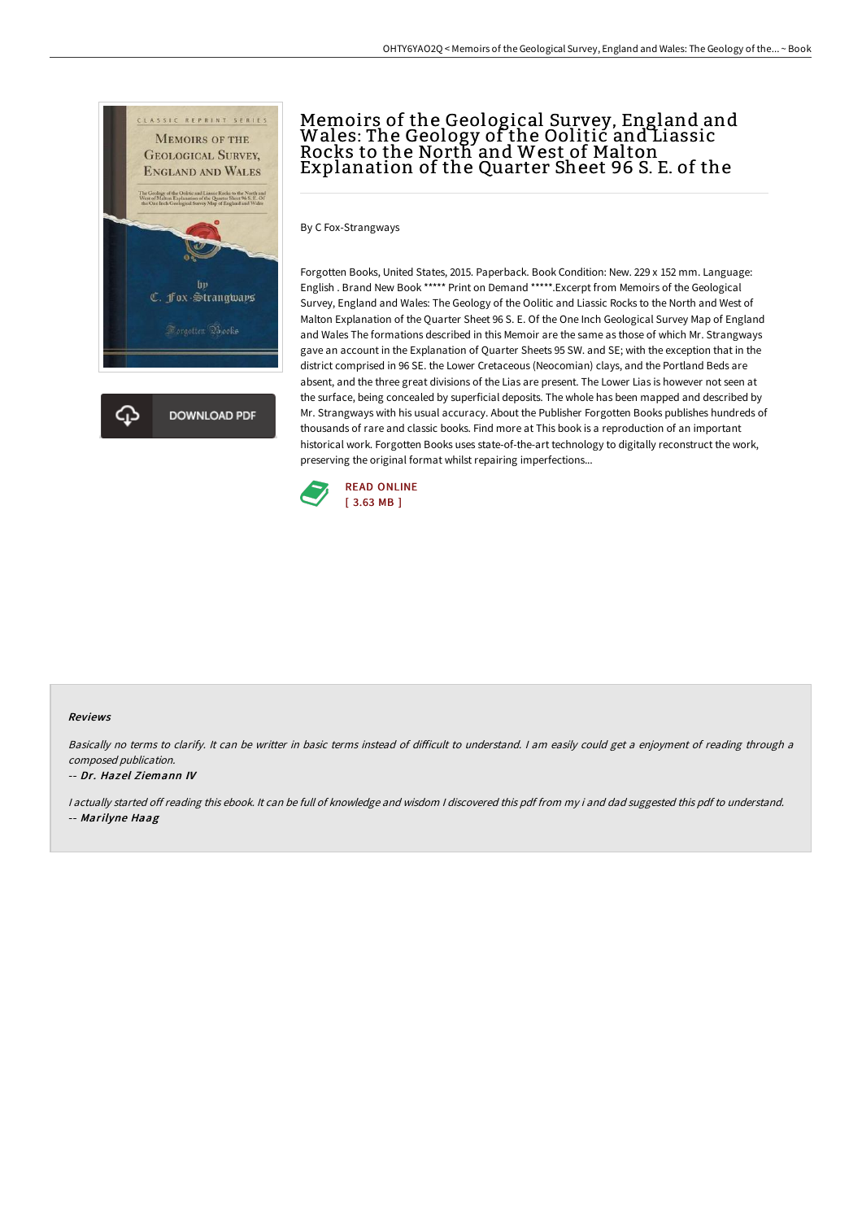# Memoirs of the Geological Survey, England and Wales: The Geology of the Oolitic and Liassic Rocks to the North and West of Malton Explanation of the Quarter Sheet 96 S. E. of the

By C Fox-Strangways

Forgotten Books, United States, 2015. Paperback. Book Condition: New. 229 x 152 mm. Language: English . Brand New Book ***** Print on Demand *****.Excerpt from Memoirs of the Geological Survey, England and Wales: The Geology of the Oolitic and Liassic Rocks to the North and West of Malton Explanation of the Quarter Sheet 96 S. E. Of the One Inch Geological Survey Map of England and Wales The formations described in this Memoir are the same as those of which Mr. Strangways gave an account in the Explanation of Quarter Sheets 95 SW. and SE; with the exception that in the district comprised in 96 SE. the Lower Cretaceous (Neocomian) clays, and the Portland Beds are absent, and the three great divisions of the Lias are present. The Lower Lias is however not seen at the surface, being concealed by superficial deposits. The whole has been mapped and described by Mr. Strangways with his usual accuracy. About the Publisher Forgotten Books publishes hundreds of thousands of rare and classic books. Find more at This book is a reproduction of an important historical work. Forgotten Books uses state-of-the-art technology to digitally reconstruct the work, preserving the original format whilst repairing imperfections...

READ ONLINE
[ 3.63 MB ]

### Reviews

*Basically no terms to clarify. It can be writter in basic terms instead of difficult to understand. I am easily could get a enjoyment of reading through a composed publication.*

-- ***Dr. Hazel Ziemann IV***

*I actually started off reading this ebook. It can be full of knowledge and wisdom I discovered this pdf from my i and dad suggested this pdf to understand.*

-- ***Marilyne Haag***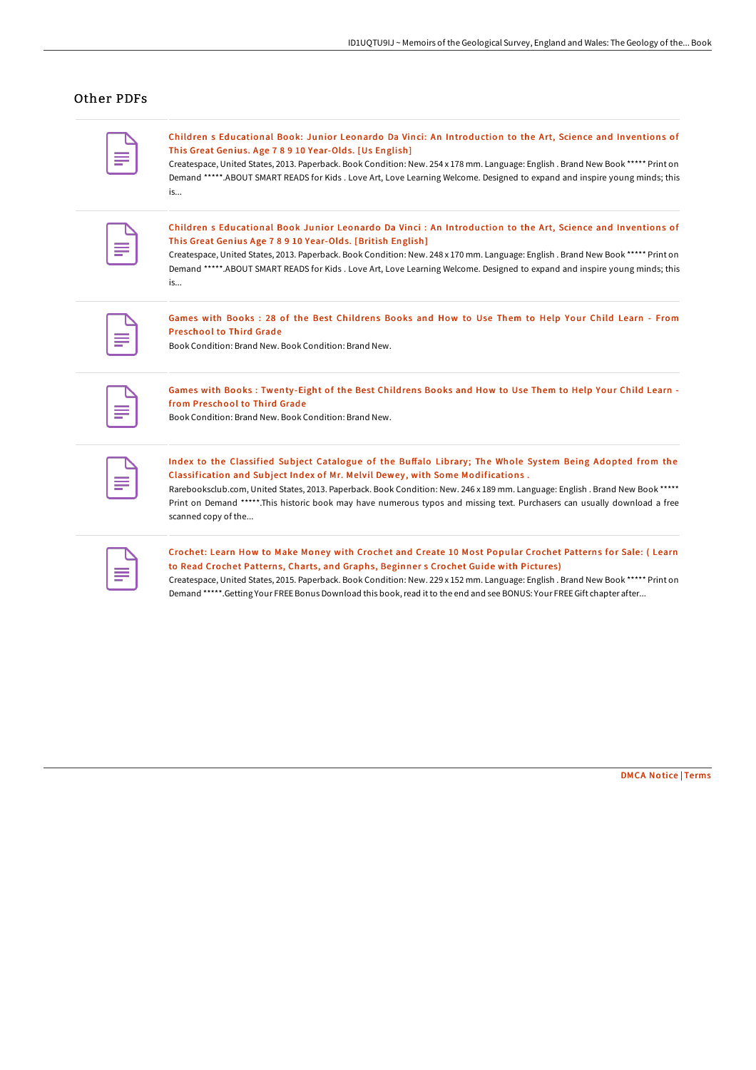## Other PDFs

**Children s Educational Book: Junior Leonardo Da Vinci: An Introduction to the Art, Science and Inventions of This Great Genius. Age 7 8 9 10 Year-Olds. [Us English]**

Createspace, United States, 2013. Paperback. Book Condition: New. 254 x 178 mm. Language: English . Brand New Book ***** Print on Demand *****.ABOUT SMART READS for Kids . Love Art, Love Learning Welcome. Designed to expand and inspire young minds; this is...

**Children s Educational Book Junior Leonardo Da Vinci : An Introduction to the Art, Science and Inventions of This Great Genius Age 7 8 9 10 Year-Olds. [British English]**

Createspace, United States, 2013. Paperback. Book Condition: New. 248 x 170 mm. Language: English . Brand New Book ***** Print on Demand *****.ABOUT SMART READS for Kids . Love Art, Love Learning Welcome. Designed to expand and inspire young minds; this is...

**Games with Books : 28 of the Best Childrens Books and How to Use Them to Help Your Child Learn - From Preschool to Third Grade**

Book Condition: Brand New. Book Condition: Brand New.

**Games with Books : Twenty-Eight of the Best Childrens Books and How to Use Them to Help Your Child Learn - from Preschool to Third Grade**

Book Condition: Brand New. Book Condition: Brand New.

**Index to the Classified Subject Catalogue of the Buffalo Library; The Whole System Being Adopted from the Classification and Subject Index of Mr. Melvil Dewey, with Some Modifications .**

Rarebooksclub.com, United States, 2013. Paperback. Book Condition: New. 246 x 189 mm. Language: English . Brand New Book ***** Print on Demand *****.This historic book may have numerous typos and missing text. Purchasers can usually download a free scanned copy of the...

**Crochet: Learn How to Make Money with Crochet and Create 10 Most Popular Crochet Patterns for Sale: ( Learn to Read Crochet Patterns, Charts, and Graphs, Beginner s Crochet Guide with Pictures)**

Createspace, United States, 2015. Paperback. Book Condition: New. 229 x 152 mm. Language: English . Brand New Book ***** Print on Demand *****.Getting Your FREE Bonus Download this book, read it to the end and see BONUS: Your FREE Gift chapter after...

DMCA Notice | Terms